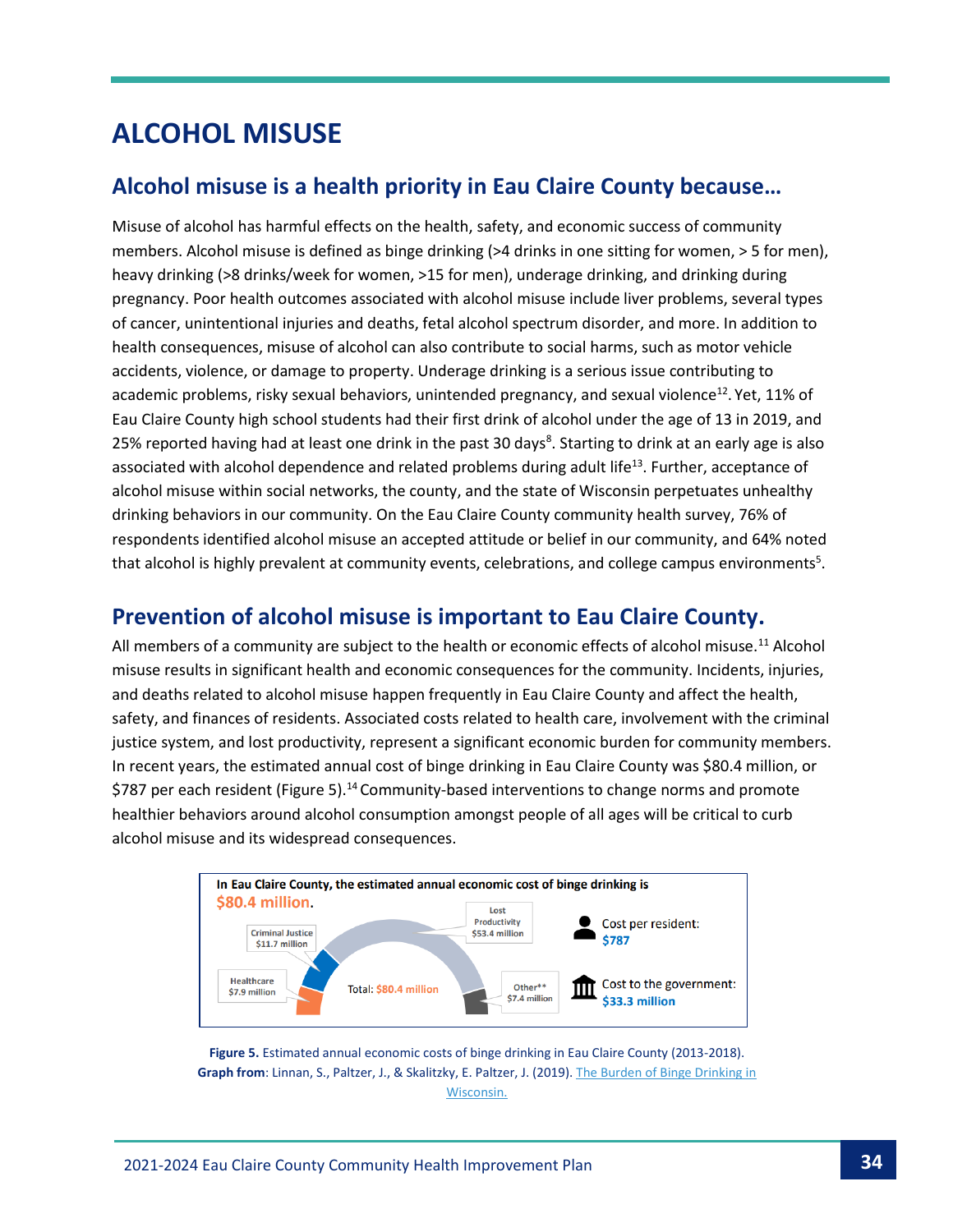# ALCOHOL MISUSE

## Alcohol misuse is a health priority in Eau Claire County because…

Misuse of alcohol has harmful effects on the health, safety, and economic success of community members. Alcohol misuse is defined as binge drinking (>4 drinks in one sitting for women, > 5 for men), heavy drinking (>8 drinks/week for women, >15 for men), underage drinking, and drinking during pregnancy. Poor health outcomes associated with alcohol misuse include liver problems, several types of cancer, unintentional injuries and deaths, fetal alcohol spectrum disorder, and more. In addition to health consequences, misuse of alcohol can also contribute to social harms, such as motor vehicle accidents, violence, or damage to property. Underage drinking is a serious issue contributing to academic problems, risky sexual behaviors, unintended pregnancy, and sexual violence[12]. Yet, 11% of Eau Claire County high school students had their first drink of alcohol under the age of 13 in 2019, and 25% reported having had at least one drink in the past 30 days[8]. Starting to drink at an early age is also associated with alcohol dependence and related problems during adult life[13]. Further, acceptance of alcohol misuse within social networks, the county, and the state of Wisconsin perpetuates unhealthy drinking behaviors in our community. On the Eau Claire County community health survey, 76% of respondents identified alcohol misuse an accepted attitude or belief in our community, and 64% noted that alcohol is highly prevalent at community events, celebrations, and college campus environments[5].

## Prevention of alcohol misuse is important to Eau Claire County.

All members of a community are subject to the health or economic effects of alcohol misuse.[11] Alcohol misuse results in significant health and economic consequences for the community. Incidents, injuries, and deaths related to alcohol misuse happen frequently in Eau Claire County and affect the health, safety, and finances of residents. Associated costs related to health care, involvement with the criminal justice system, and lost productivity, represent a significant economic burden for community members. In recent years, the estimated annual cost of binge drinking in Eau Claire County was $80.4 million, or $787 per each resident (Figure 5).[14] Community-based interventions to change norms and promote healthier behaviors around alcohol consumption amongst people of all ages will be critical to curb alcohol misuse and its widespread consequences.

**In Eau Claire County, the estimated annual economic cost of binge drinking is $80.4 million.**

- Healthcare: $7.9 million
- Criminal Justice: $11.7 million
- Lost Productivity: $53.4 million
- Other**: $7.4 million
- Total: $80.4 million

Cost per resident: $787

Cost to the government: $33.3 million

**Figure 5.** Estimated annual economic costs of binge drinking in Eau Claire County (2013-2018).
**Graph from**: Linnan, S., Paltzer, J., & Skalitzky, E. Paltzer, J. (2019). The Burden of Binge Drinking in Wisconsin.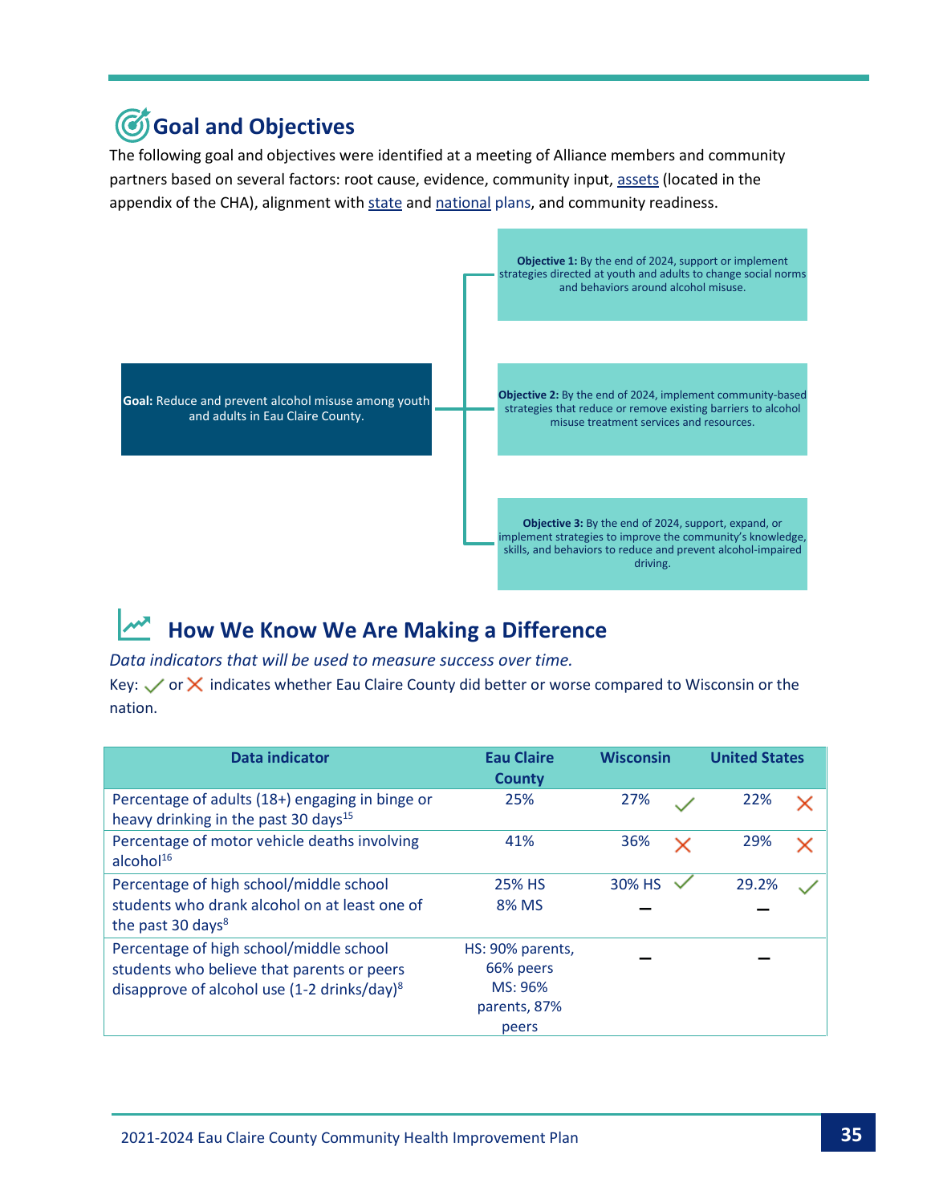## Goal and Objectives

The following goal and objectives were identified at a meeting of Alliance members and community partners based on several factors: root cause, evidence, community input, assets (located in the appendix of the CHA), alignment with state and national plans, and community readiness.

**Goal:** Reduce and prevent alcohol misuse among youth and adults in Eau Claire County.

- **Objective 1:** By the end of 2024, support or implement strategies directed at youth and adults to change social norms and behaviors around alcohol misuse.
- **Objective 2:** By the end of 2024, implement community-based strategies that reduce or remove existing barriers to alcohol misuse treatment services and resources.
- **Objective 3:** By the end of 2024, support, expand, or implement strategies to improve the community's knowledge, skills, and behaviors to reduce and prevent alcohol-impaired driving.

## How We Know We Are Making a Difference

*Data indicators that will be used to measure success over time.*

Key: ✓ or ✗ indicates whether Eau Claire County did better or worse compared to Wisconsin or the nation.

| Data indicator | Eau Claire County | Wisconsin | | United States | |
|---|---|---|---|---|---|
| Percentage of adults (18+) engaging in binge or heavy drinking in the past 30 days[15] | 25% | 27% | ✓ | 22% | ✗ |
| Percentage of motor vehicle deaths involving alcohol[16] | 41% | 36% | ✗ | 29% | ✗ |
| Percentage of high school/middle school students who drank alcohol on at least one of the past 30 days[8] | 25% HS<br>8% MS | 30% HS<br>– | ✓ | 29.2%<br>– | ✓ |
| Percentage of high school/middle school students who believe that parents or peers disapprove of alcohol use (1-2 drinks/day)[8] | HS: 90% parents, 66% peers<br>MS: 96% parents, 87% peers | – | | – | |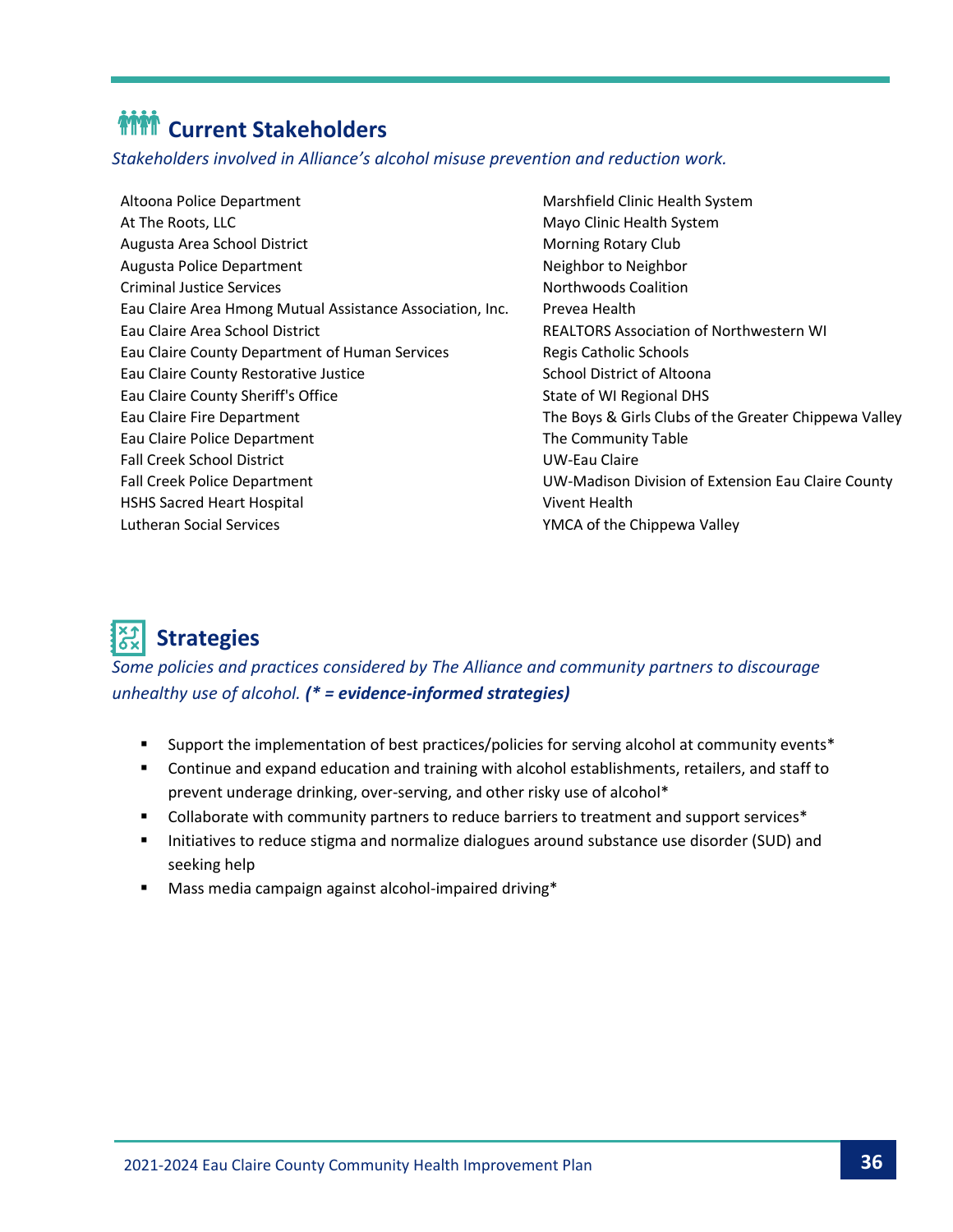## Current Stakeholders

*Stakeholders involved in Alliance's alcohol misuse prevention and reduction work.*

Altoona Police Department
At The Roots, LLC
Augusta Area School District
Augusta Police Department
Criminal Justice Services
Eau Claire Area Hmong Mutual Assistance Association, Inc.
Eau Claire Area School District
Eau Claire County Department of Human Services
Eau Claire County Restorative Justice
Eau Claire County Sheriff's Office
Eau Claire Fire Department
Eau Claire Police Department
Fall Creek School District
Fall Creek Police Department
HSHS Sacred Heart Hospital
Lutheran Social Services
Marshfield Clinic Health System
Mayo Clinic Health System
Morning Rotary Club
Neighbor to Neighbor
Northwoods Coalition
Prevea Health
REALTORS Association of Northwestern WI
Regis Catholic Schools
School District of Altoona
State of WI Regional DHS
The Boys & Girls Clubs of the Greater Chippewa Valley
The Community Table
UW-Eau Claire
UW-Madison Division of Extension Eau Claire County
Vivent Health
YMCA of the Chippewa Valley

## Strategies

*Some policies and practices considered by The Alliance and community partners to discourage unhealthy use of alcohol.* ***(* = evidence-informed strategies)***

- Support the implementation of best practices/policies for serving alcohol at community events*
- Continue and expand education and training with alcohol establishments, retailers, and staff to prevent underage drinking, over-serving, and other risky use of alcohol*
- Collaborate with community partners to reduce barriers to treatment and support services*
- Initiatives to reduce stigma and normalize dialogues around substance use disorder (SUD) and seeking help
- Mass media campaign against alcohol-impaired driving*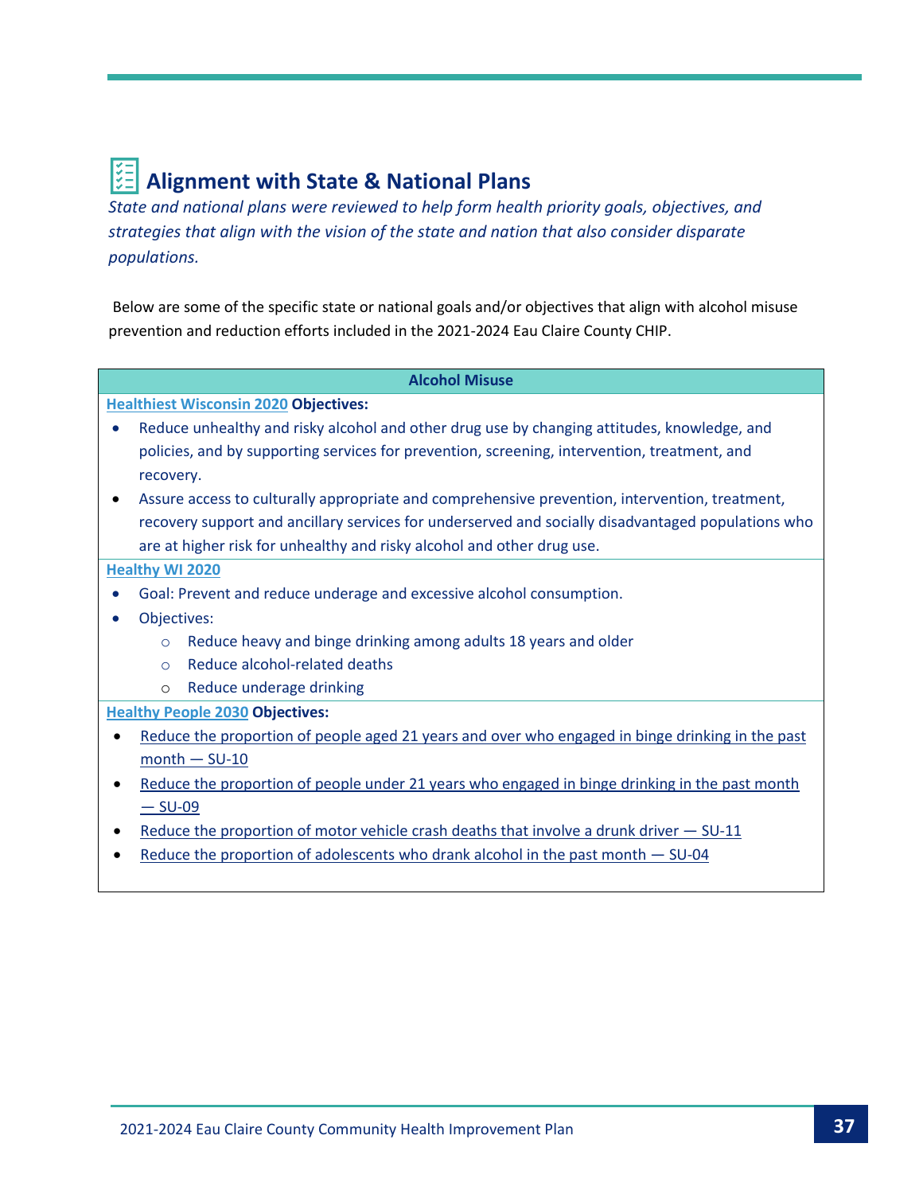## Alignment with State & National Plans

*State and national plans were reviewed to help form health priority goals, objectives, and strategies that align with the vision of the state and nation that also consider disparate populations.*

Below are some of the specific state or national goals and/or objectives that align with alcohol misuse prevention and reduction efforts included in the 2021-2024 Eau Claire County CHIP.

**Alcohol Misuse**

**Healthiest Wisconsin 2020 Objectives:**

- Reduce unhealthy and risky alcohol and other drug use by changing attitudes, knowledge, and policies, and by supporting services for prevention, screening, intervention, treatment, and recovery.
- Assure access to culturally appropriate and comprehensive prevention, intervention, treatment, recovery support and ancillary services for underserved and socially disadvantaged populations who are at higher risk for unhealthy and risky alcohol and other drug use.

**Healthy WI 2020**

- Goal: Prevent and reduce underage and excessive alcohol consumption.
- Objectives:
  - Reduce heavy and binge drinking among adults 18 years and older
  - Reduce alcohol-related deaths
  - Reduce underage drinking

**Healthy People 2030 Objectives:**

- Reduce the proportion of people aged 21 years and over who engaged in binge drinking in the past month — SU-10
- Reduce the proportion of people under 21 years who engaged in binge drinking in the past month — SU-09
- Reduce the proportion of motor vehicle crash deaths that involve a drunk driver — SU-11
- Reduce the proportion of adolescents who drank alcohol in the past month — SU-04